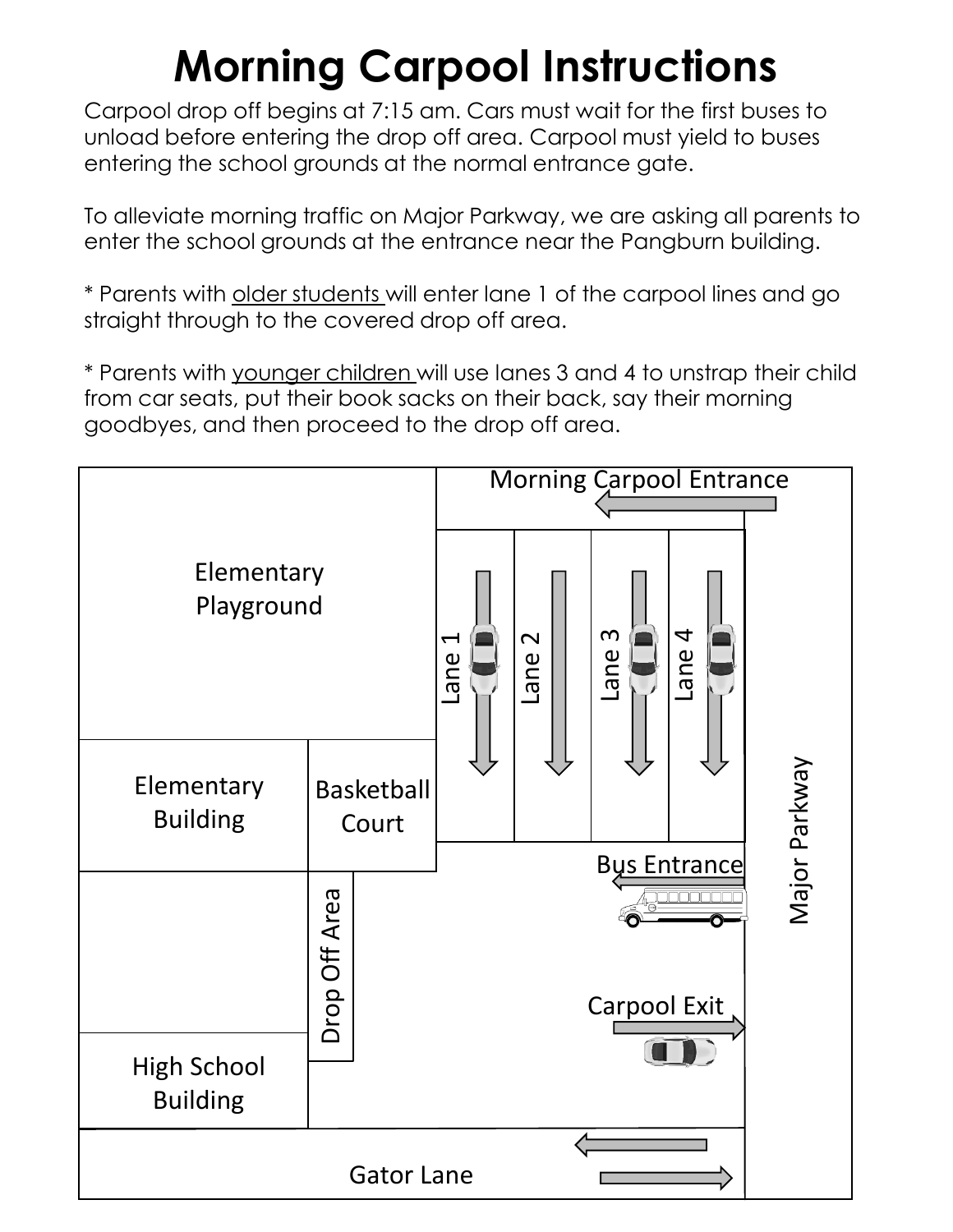# Morning Carpool Instructions

Carpool drop off begins at 7:15 am. Cars must wait for the first buses to unload before entering the drop off area. Carpool must yield to buses entering the school grounds at the normal entrance gate.

To alleviate morning traffic on Major Parkway, we are asking all parents to enter the school grounds at the entrance near the Pangburn building.

* Parents with <u>older students</u> will enter lane 1 of the carpool lines and go straight through to the covered drop off area.

* Parents with <u>younger children</u> will use lanes 3 and 4 to unstrap their child from car seats, put their book sacks on their back, say their morning goodbyes, and then proceed to the drop off area.

Morning Carpool Entrance

Elementary Playground

Lane 1

Lane 2

Lane 3

Lane 4

Elementary Building

Basketball Court

Major Parkway

Bus Entrance

Drop Off Area

Carpool Exit

High School Building

Gator Lane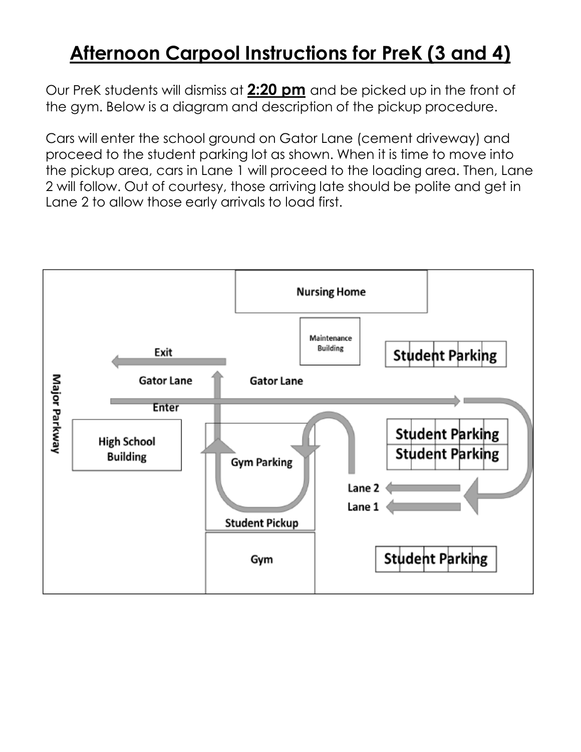# Afternoon Carpool Instructions for PreK (3 and 4)

Our PreK students will dismiss at **2:20 pm** and be picked up in the front of the gym. Below is a diagram and description of the pickup procedure.

Cars will enter the school ground on Gator Lane (cement driveway) and proceed to the student parking lot as shown. When it is time to move into the pickup area, cars in Lane 1 will proceed to the loading area. Then, Lane 2 will follow. Out of courtesy, those arriving late should be polite and get in Lane 2 to allow those early arrivals to load first.

Nursing Home

Maintenance Building

Student Parking

Exit

Gator Lane

Gator Lane

Major Parkway

Enter

High School Building

Gym Parking

Student Parking

Student Parking

Lane 2

Lane 1

Student Pickup

Gym

Student Parking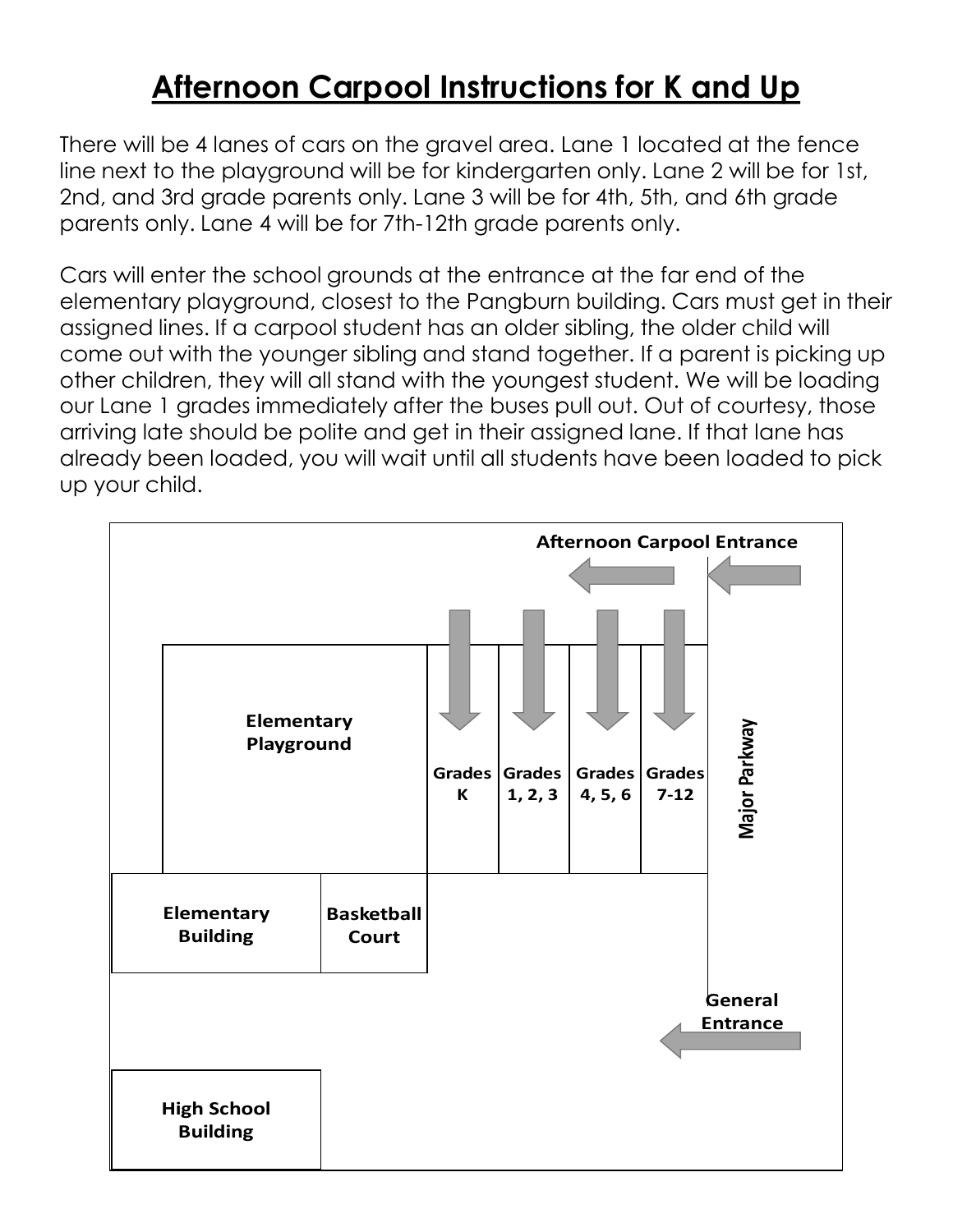# Afternoon Carpool Instructions for K and Up

There will be 4 lanes of cars on the gravel area. Lane 1 located at the fence line next to the playground will be for kindergarten only. Lane 2 will be for 1st, 2nd, and 3rd grade parents only. Lane 3 will be for 4th, 5th, and 6th grade parents only. Lane 4 will be for 7th-12th grade parents only.

Cars will enter the school grounds at the entrance at the far end of the elementary playground, closest to the Pangburn building. Cars must get in their assigned lines. If a carpool student has an older sibling, the older child will come out with the younger sibling and stand together. If a parent is picking up other children, they will all stand with the youngest student. We will be loading our Lane 1 grades immediately after the buses pull out. Out of courtesy, those arriving late should be polite and get in their assigned lane. If that lane has already been loaded, you will wait until all students have been loaded to pick up your child.

Afternoon Carpool Entrance

Elementary Playground

Grades K

Grades 1, 2, 3

Grades 4, 5, 6

Grades 7-12

Major Parkway

Elementary Building

Basketball Court

General Entrance

High School Building